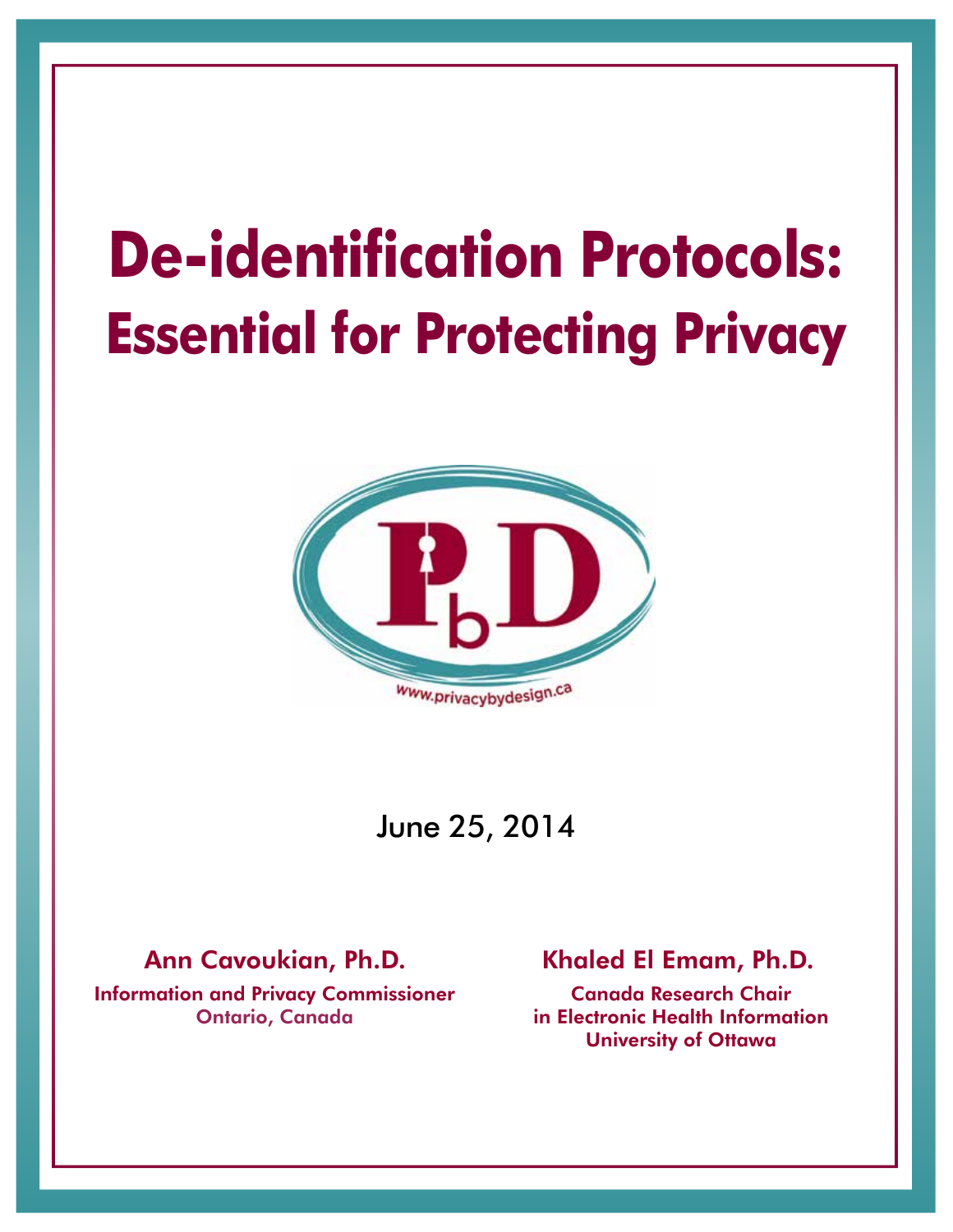# De-identification Protocols: Essential for Protecting Privacy

www.privacybydesign.ca

June 25, 2014

**Ann Cavoukian, Ph.D.**
Information and Privacy Commissioner
Ontario, Canada

**Khaled El Emam, Ph.D.**
Canada Research Chair
in Electronic Health Information
University of Ottawa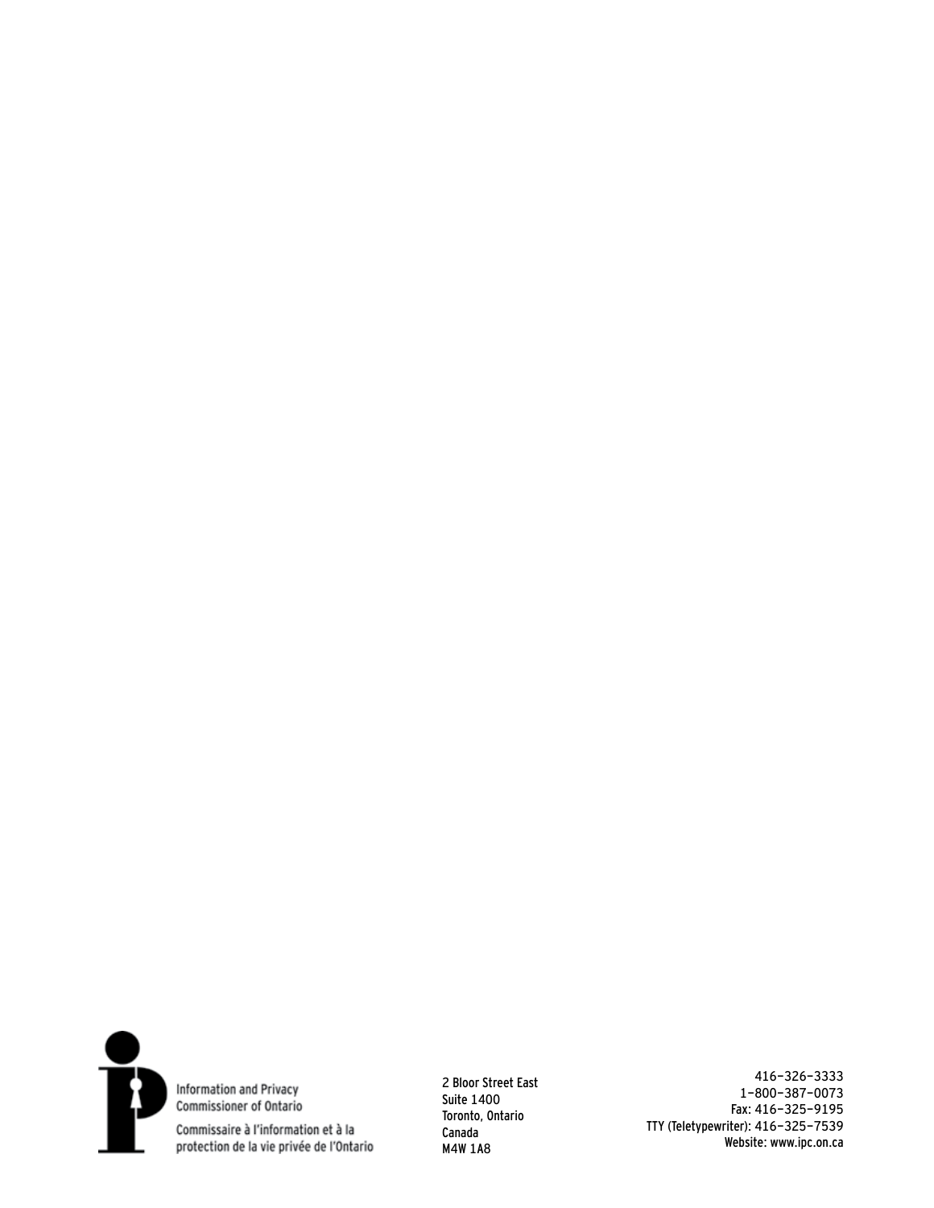Information and Privacy Commissioner of Ontario

Commissaire à l'information et à la protection de la vie privée de l'Ontario

2 Bloor Street East
Suite 1400
Toronto, Ontario
Canada
M4W 1A8

416–326–3333
1–800–387–0073
Fax: 416–325–9195
TTY (Teletypewriter): 416–325–7539
Website: www.ipc.on.ca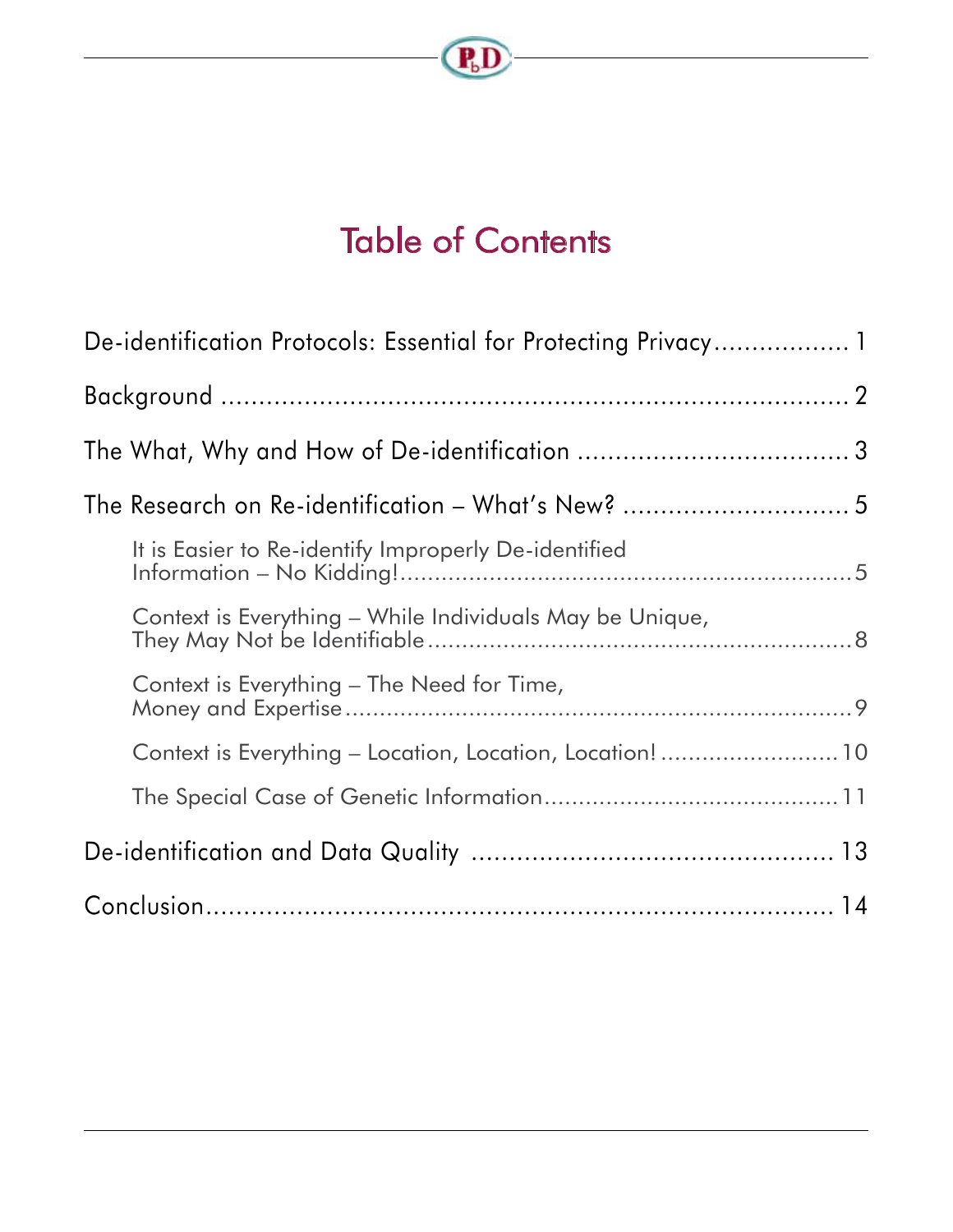# Table of Contents

De-identification Protocols: Essential for Protecting Privacy ................. 1

Background ........................................................................ 2

The What, Why and How of De-identification ................................... 3

The Research on Re-identification – What's New? ............................. 5

- It is Easier to Re-identify Improperly De-identified Information – No Kidding! ........................................................ 5
- Context is Everything – While Individuals May be Unique, They May Not be Identifiable ................................................ 8
- Context is Everything – The Need for Time, Money and Expertise ........................................................ 9
- Context is Everything – Location, Location, Location! ......................... 10
- The Special Case of Genetic Information ........................................ 11

De-identification and Data Quality ............................................... 13

Conclusion ........................................................................ 14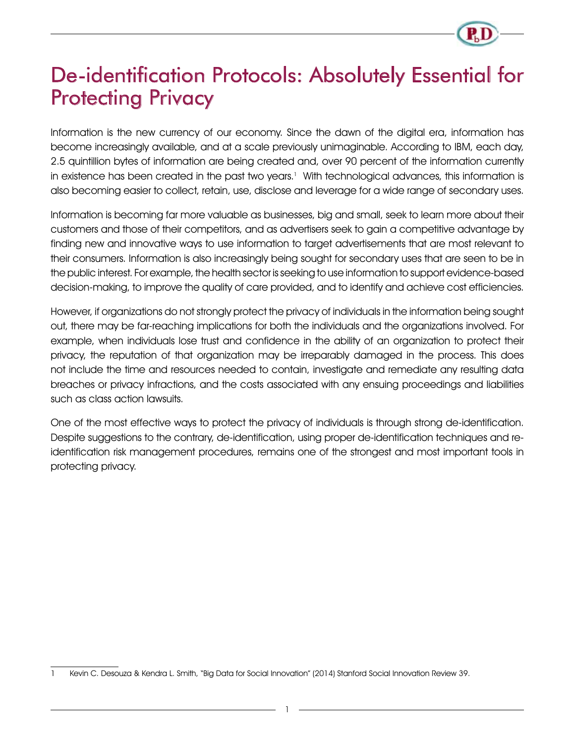# De-identification Protocols: Absolutely Essential for Protecting Privacy

Information is the new currency of our economy. Since the dawn of the digital era, information has become increasingly available, and at a scale previously unimaginable. According to IBM, each day, 2.5 quintillion bytes of information are being created and, over 90 percent of the information currently in existence has been created in the past two years.[1] With technological advances, this information is also becoming easier to collect, retain, use, disclose and leverage for a wide range of secondary uses.

Information is becoming far more valuable as businesses, big and small, seek to learn more about their customers and those of their competitors, and as advertisers seek to gain a competitive advantage by finding new and innovative ways to use information to target advertisements that are most relevant to their consumers. Information is also increasingly being sought for secondary uses that are seen to be in the public interest. For example, the health sector is seeking to use information to support evidence-based decision-making, to improve the quality of care provided, and to identify and achieve cost efficiencies.

However, if organizations do not strongly protect the privacy of individuals in the information being sought out, there may be far-reaching implications for both the individuals and the organizations involved. For example, when individuals lose trust and confidence in the ability of an organization to protect their privacy, the reputation of that organization may be irreparably damaged in the process. This does not include the time and resources needed to contain, investigate and remediate any resulting data breaches or privacy infractions, and the costs associated with any ensuing proceedings and liabilities such as class action lawsuits.

One of the most effective ways to protect the privacy of individuals is through strong de-identification. Despite suggestions to the contrary, de-identification, using proper de-identification techniques and re-identification risk management procedures, remains one of the strongest and most important tools in protecting privacy.

---

1 Kevin C. Desouza & Kendra L. Smith, "Big Data for Social Innovation" (2014) Stanford Social Innovation Review 39.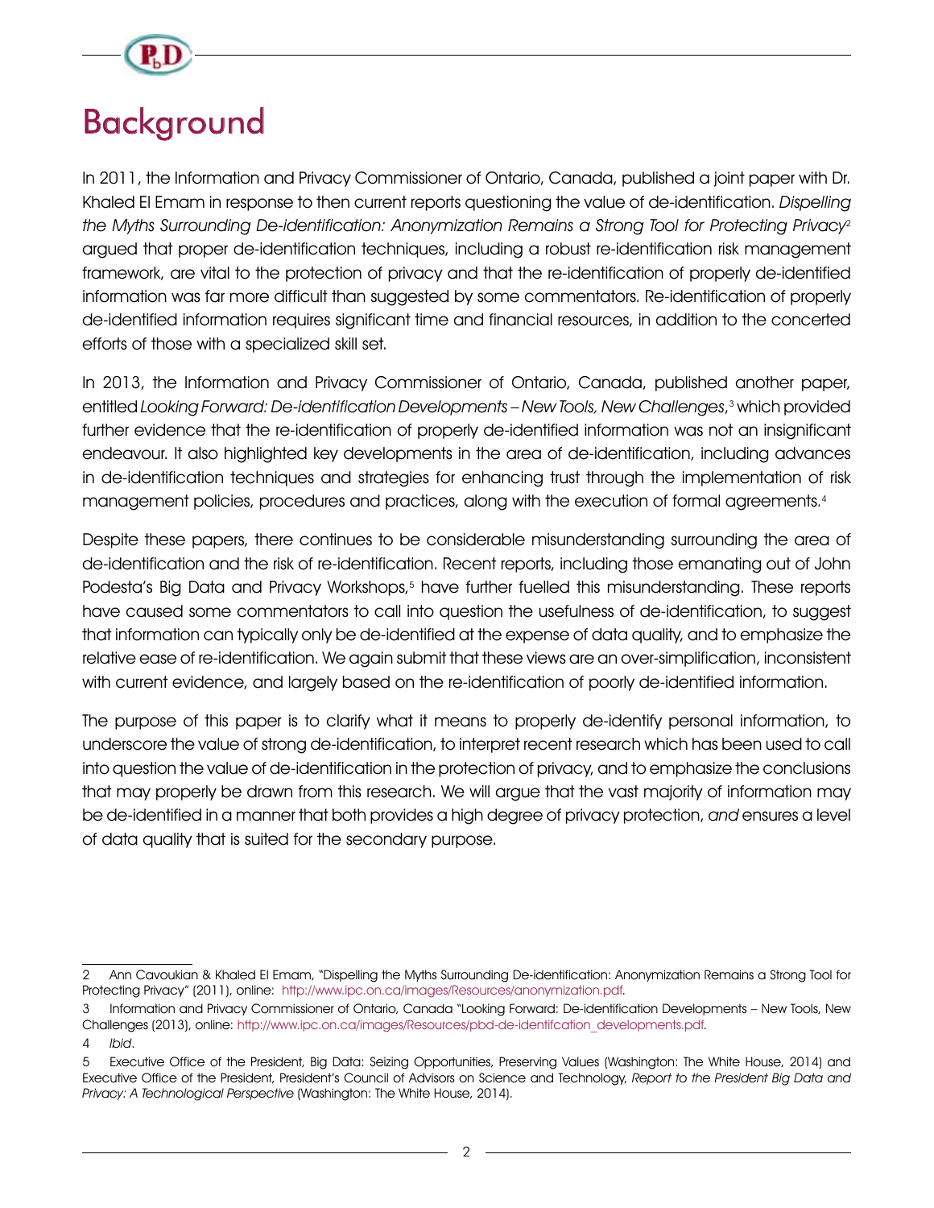# Background

In 2011, the Information and Privacy Commissioner of Ontario, Canada, published a joint paper with Dr. Khaled El Emam in response to then current reports questioning the value of de-identification. *Dispelling the Myths Surrounding De-identification: Anonymization Remains a Strong Tool for Protecting Privacy*[2] argued that proper de-identification techniques, including a robust re-identification risk management framework, are vital to the protection of privacy and that the re-identification of properly de-identified information was far more difficult than suggested by some commentators. Re-identification of properly de-identified information requires significant time and financial resources, in addition to the concerted efforts of those with a specialized skill set.

In 2013, the Information and Privacy Commissioner of Ontario, Canada, published another paper, entitled *Looking Forward: De-identification Developments – New Tools, New Challenges*,[3] which provided further evidence that the re-identification of properly de-identified information was not an insignificant endeavour. It also highlighted key developments in the area of de-identification, including advances in de-identification techniques and strategies for enhancing trust through the implementation of risk management policies, procedures and practices, along with the execution of formal agreements.[4]

Despite these papers, there continues to be considerable misunderstanding surrounding the area of de-identification and the risk of re-identification. Recent reports, including those emanating out of John Podesta's Big Data and Privacy Workshops,[5] have further fuelled this misunderstanding. These reports have caused some commentators to call into question the usefulness of de-identification, to suggest that information can typically only be de-identified at the expense of data quality, and to emphasize the relative ease of re-identification. We again submit that these views are an over-simplification, inconsistent with current evidence, and largely based on the re-identification of poorly de-identified information.

The purpose of this paper is to clarify what it means to properly de-identify personal information, to underscore the value of strong de-identification, to interpret recent research which has been used to call into question the value of de-identification in the protection of privacy, and to emphasize the conclusions that may properly be drawn from this research. We will argue that the vast majority of information may be de-identified in a manner that both provides a high degree of privacy protection, *and* ensures a level of data quality that is suited for the secondary purpose.

---

2 Ann Cavoukian & Khaled El Emam, "Dispelling the Myths Surrounding De-identification: Anonymization Remains a Strong Tool for Protecting Privacy" (2011), online: http://www.ipc.on.ca/images/Resources/anonymization.pdf.

3 Information and Privacy Commissioner of Ontario, Canada "Looking Forward: De-identification Developments – New Tools, New Challenges (2013), online: http://www.ipc.on.ca/images/Resources/pbd-de-identifcation_developments.pdf.

4 *Ibid*.

5 Executive Office of the President, Big Data: Seizing Opportunities, Preserving Values (Washington: The White House, 2014) and Executive Office of the President, President's Council of Advisors on Science and Technology, *Report to the President Big Data and Privacy: A Technological Perspective* (Washington: The White House, 2014).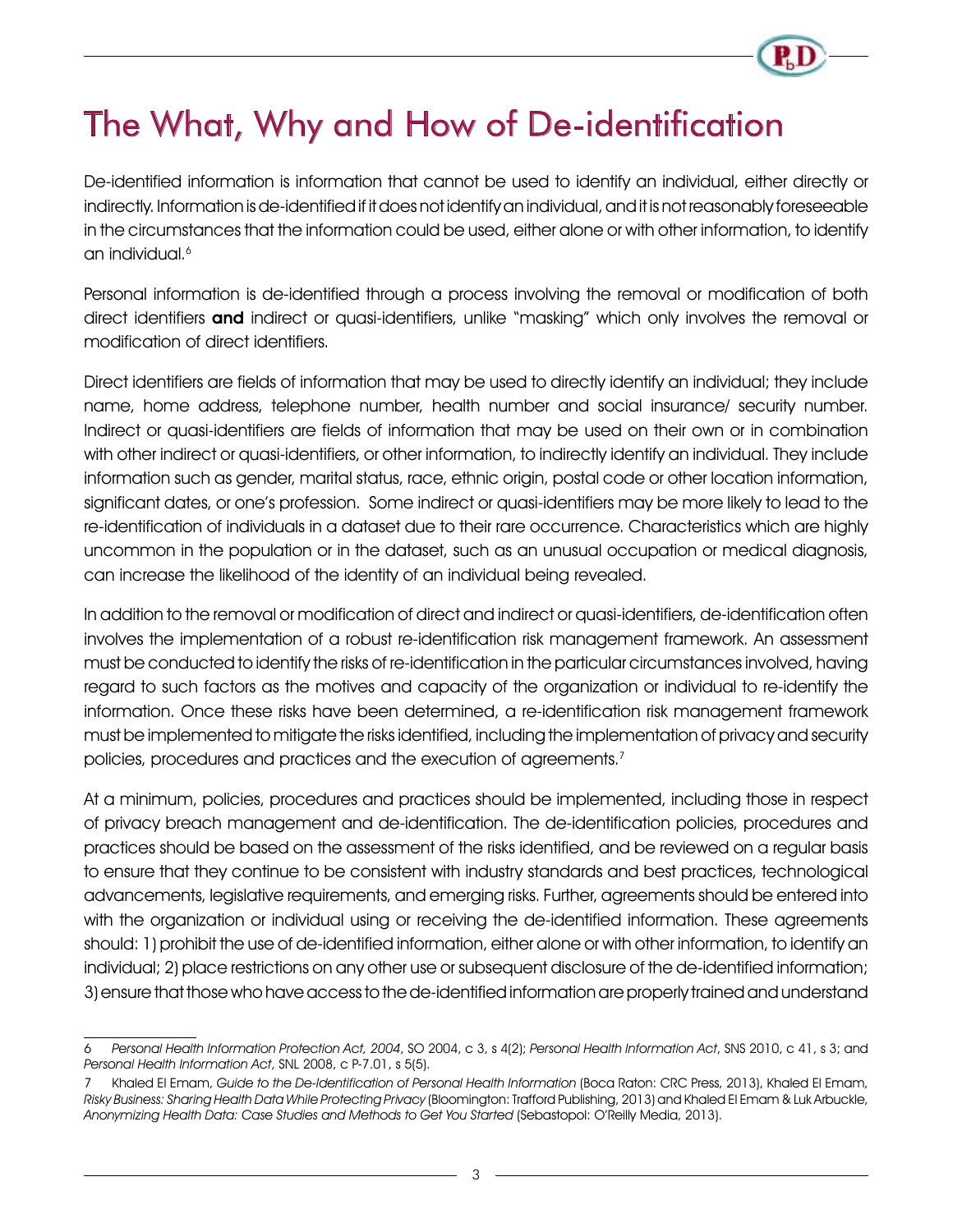# The What, Why and How of De-identification

De-identified information is information that cannot be used to identify an individual, either directly or indirectly. Information is de-identified if it does not identify an individual, and it is not reasonably foreseeable in the circumstances that the information could be used, either alone or with other information, to identify an individual.[6]

Personal information is de-identified through a process involving the removal or modification of both direct identifiers **and** indirect or quasi-identifiers, unlike "masking" which only involves the removal or modification of direct identifiers.

Direct identifiers are fields of information that may be used to directly identify an individual; they include name, home address, telephone number, health number and social insurance/ security number. Indirect or quasi-identifiers are fields of information that may be used on their own or in combination with other indirect or quasi-identifiers, or other information, to indirectly identify an individual. They include information such as gender, marital status, race, ethnic origin, postal code or other location information, significant dates, or one's profession. Some indirect or quasi-identifiers may be more likely to lead to the re-identification of individuals in a dataset due to their rare occurrence. Characteristics which are highly uncommon in the population or in the dataset, such as an unusual occupation or medical diagnosis, can increase the likelihood of the identity of an individual being revealed.

In addition to the removal or modification of direct and indirect or quasi-identifiers, de-identification often involves the implementation of a robust re-identification risk management framework. An assessment must be conducted to identify the risks of re-identification in the particular circumstances involved, having regard to such factors as the motives and capacity of the organization or individual to re-identify the information. Once these risks have been determined, a re-identification risk management framework must be implemented to mitigate the risks identified, including the implementation of privacy and security policies, procedures and practices and the execution of agreements.[7]

At a minimum, policies, procedures and practices should be implemented, including those in respect of privacy breach management and de-identification. The de-identification policies, procedures and practices should be based on the assessment of the risks identified, and be reviewed on a regular basis to ensure that they continue to be consistent with industry standards and best practices, technological advancements, legislative requirements, and emerging risks. Further, agreements should be entered into with the organization or individual using or receiving the de-identified information. These agreements should: 1) prohibit the use of de-identified information, either alone or with other information, to identify an individual; 2) place restrictions on any other use or subsequent disclosure of the de-identified information; 3) ensure that those who have access to the de-identified information are properly trained and understand

---

6 *Personal Health Information Protection Act, 2004*, SO 2004, c 3, s 4(2); *Personal Health Information Act*, SNS 2010, c 41, s 3; and *Personal Health Information Act*, SNL 2008, c P-7.01, s 5(5).

7 Khaled El Emam, *Guide to the De-Identification of Personal Health Information* (Boca Raton: CRC Press, 2013), Khaled El Emam, *Risky Business: Sharing Health Data While Protecting Privacy* (Bloomington: Trafford Publishing, 2013) and Khaled El Emam & Luk Arbuckle, *Anonymizing Health Data: Case Studies and Methods to Get You Started* (Sebastopol: O'Reilly Media, 2013).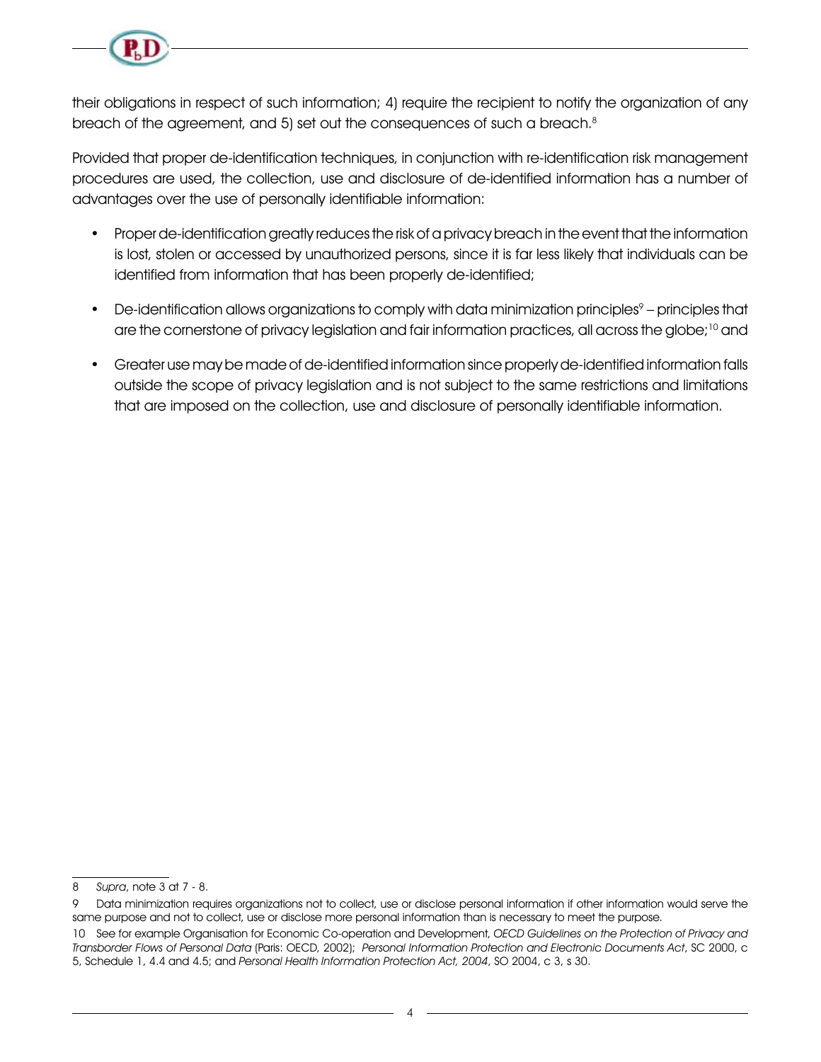their obligations in respect of such information; 4) require the recipient to notify the organization of any breach of the agreement, and 5) set out the consequences of such a breach.[8]

Provided that proper de-identification techniques, in conjunction with re-identification risk management procedures are used, the collection, use and disclosure of de-identified information has a number of advantages over the use of personally identifiable information:

- Proper de-identification greatly reduces the risk of a privacy breach in the event that the information is lost, stolen or accessed by unauthorized persons, since it is far less likely that individuals can be identified from information that has been properly de-identified;
- De-identification allows organizations to comply with data minimization principles[9] – principles that are the cornerstone of privacy legislation and fair information practices, all across the globe;[10] and
- Greater use may be made of de-identified information since properly de-identified information falls outside the scope of privacy legislation and is not subject to the same restrictions and limitations that are imposed on the collection, use and disclosure of personally identifiable information.

---

8 *Supra*, note 3 at 7 - 8.

9 Data minimization requires organizations not to collect, use or disclose personal information if other information would serve the same purpose and not to collect, use or disclose more personal information than is necessary to meet the purpose.

10 See for example Organisation for Economic Co-operation and Development, *OECD Guidelines on the Protection of Privacy and Transborder Flows of Personal Data* (Paris: OECD, 2002); *Personal Information Protection and Electronic Documents Act*, SC 2000, c 5, Schedule 1, 4.4 and 4.5; and *Personal Health Information Protection Act, 2004*, SO 2004, c 3, s 30.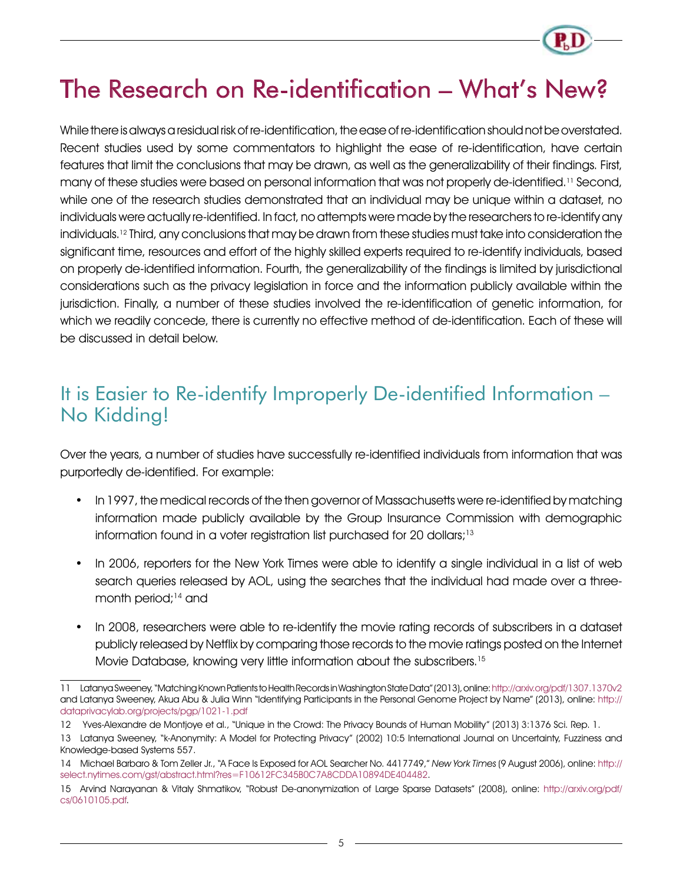# The Research on Re-identification – What's New?

While there is always a residual risk of re-identification, the ease of re-identification should not be overstated. Recent studies used by some commentators to highlight the ease of re-identification, have certain features that limit the conclusions that may be drawn, as well as the generalizability of their findings. First, many of these studies were based on personal information that was not properly de-identified.[11] Second, while one of the research studies demonstrated that an individual may be unique within a dataset, no individuals were actually re-identified. In fact, no attempts were made by the researchers to re-identify any individuals.[12] Third, any conclusions that may be drawn from these studies must take into consideration the significant time, resources and effort of the highly skilled experts required to re-identify individuals, based on properly de-identified information. Fourth, the generalizability of the findings is limited by jurisdictional considerations such as the privacy legislation in force and the information publicly available within the jurisdiction. Finally, a number of these studies involved the re-identification of genetic information, for which we readily concede, there is currently no effective method of de-identification. Each of these will be discussed in detail below.

## It is Easier to Re-identify Improperly De-identified Information – No Kidding!

Over the years, a number of studies have successfully re-identified individuals from information that was purportedly de-identified. For example:

- In 1997, the medical records of the then governor of Massachusetts were re-identified by matching information made publicly available by the Group Insurance Commission with demographic information found in a voter registration list purchased for 20 dollars;[13]
- In 2006, reporters for the New York Times were able to identify a single individual in a list of web search queries released by AOL, using the searches that the individual had made over a three-month period;[14] and
- In 2008, researchers were able to re-identify the movie rating records of subscribers in a dataset publicly released by Netflix by comparing those records to the movie ratings posted on the Internet Movie Database, knowing very little information about the subscribers.[15]

---

11 Latanya Sweeney, "Matching Known Patients to Health Records in Washington State Data" (2013), online: http://arxiv.org/pdf/1307.1370v2 and Latanya Sweeney, Akua Abu & Julia Winn "Identifying Participants in the Personal Genome Project by Name" (2013), online: http://dataprivacylab.org/projects/pgp/1021-1.pdf

12 Yves-Alexandre de Montjoye et al., "Unique in the Crowd: The Privacy Bounds of Human Mobility" (2013) 3:1376 Sci. Rep. 1.

13 Latanya Sweeney, "k-Anonymity: A Model for Protecting Privacy" (2002) 10:5 International Journal on Uncertainty, Fuzziness and Knowledge-based Systems 557.

14 Michael Barbaro & Tom Zeller Jr., "A Face Is Exposed for AOL Searcher No. 4417749," *New York Times* (9 August 2006), online: http://select.nytimes.com/gst/abstract.html?res=F10612FC345B0C7A8CDDA10894DE404482.

15 Arvind Narayanan & Vitaly Shmatikov, "Robust De-anonymization of Large Sparse Datasets" (2008), online: http://arxiv.org/pdf/cs/0610105.pdf.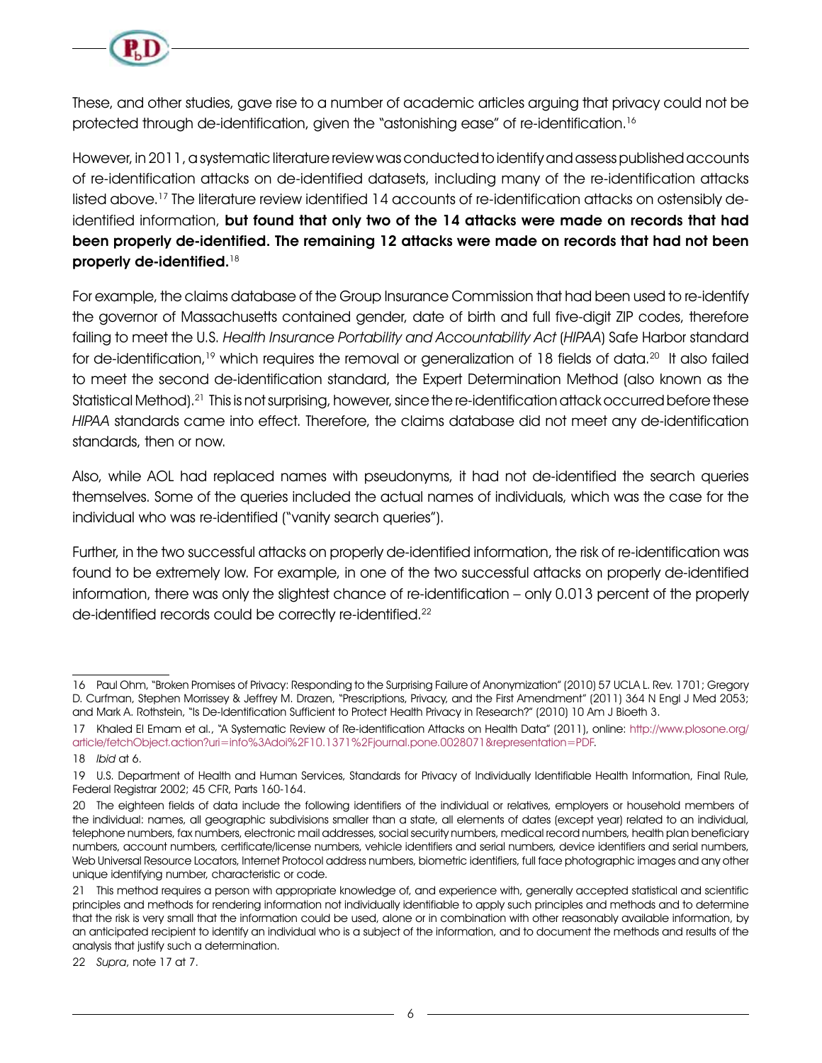These, and other studies, gave rise to a number of academic articles arguing that privacy could not be protected through de-identification, given the "astonishing ease" of re-identification.[16]

However, in 2011, a systematic literature review was conducted to identify and assess published accounts of re-identification attacks on de-identified datasets, including many of the re-identification attacks listed above.[17] The literature review identified 14 accounts of re-identification attacks on ostensibly de-identified information, **but found that only two of the 14 attacks were made on records that had been properly de-identified. The remaining 12 attacks were made on records that had not been properly de-identified.**[18]

For example, the claims database of the Group Insurance Commission that had been used to re-identify the governor of Massachusetts contained gender, date of birth and full five-digit ZIP codes, therefore failing to meet the U.S. *Health Insurance Portability and Accountability Act* (*HIPAA*) Safe Harbor standard for de-identification,[19] which requires the removal or generalization of 18 fields of data.[20] It also failed to meet the second de-identification standard, the Expert Determination Method (also known as the Statistical Method).[21] This is not surprising, however, since the re-identification attack occurred before these *HIPAA* standards came into effect. Therefore, the claims database did not meet any de-identification standards, then or now.

Also, while AOL had replaced names with pseudonyms, it had not de-identified the search queries themselves. Some of the queries included the actual names of individuals, which was the case for the individual who was re-identified ("vanity search queries").

Further, in the two successful attacks on properly de-identified information, the risk of re-identification was found to be extremely low. For example, in one of the two successful attacks on properly de-identified information, there was only the slightest chance of re-identification – only 0.013 percent of the properly de-identified records could be correctly re-identified.[22]

---

16 Paul Ohm, "Broken Promises of Privacy: Responding to the Surprising Failure of Anonymization" (2010) 57 UCLA L. Rev. 1701; Gregory D. Curfman, Stephen Morrissey & Jeffrey M. Drazen, "Prescriptions, Privacy, and the First Amendment" (2011) 364 N Engl J Med 2053; and Mark A. Rothstein, "Is De-Identification Sufficient to Protect Health Privacy in Research?" (2010) 10 Am J Bioeth 3.

17 Khaled El Emam et al., "A Systematic Review of Re-identification Attacks on Health Data" (2011), online: http://www.plosone.org/article/fetchObject.action?uri=info%3Adoi%2F10.1371%2Fjournal.pone.0028071&representation=PDF.

18 *Ibid* at 6.

19 U.S. Department of Health and Human Services, Standards for Privacy of Individually Identifiable Health Information, Final Rule, Federal Registrar 2002; 45 CFR, Parts 160-164.

20 The eighteen fields of data include the following identifiers of the individual or relatives, employers or household members of the individual: names, all geographic subdivisions smaller than a state, all elements of dates (except year) related to an individual, telephone numbers, fax numbers, electronic mail addresses, social security numbers, medical record numbers, health plan beneficiary numbers, account numbers, certificate/license numbers, vehicle identifiers and serial numbers, device identifiers and serial numbers, Web Universal Resource Locators, Internet Protocol address numbers, biometric identifiers, full face photographic images and any other unique identifying number, characteristic or code.

21 This method requires a person with appropriate knowledge of, and experience with, generally accepted statistical and scientific principles and methods for rendering information not individually identifiable to apply such principles and methods and to determine that the risk is very small that the information could be used, alone or in combination with other reasonably available information, by an anticipated recipient to identify an individual who is a subject of the information, and to document the methods and results of the analysis that justify such a determination.

22 *Supra*, note 17 at 7.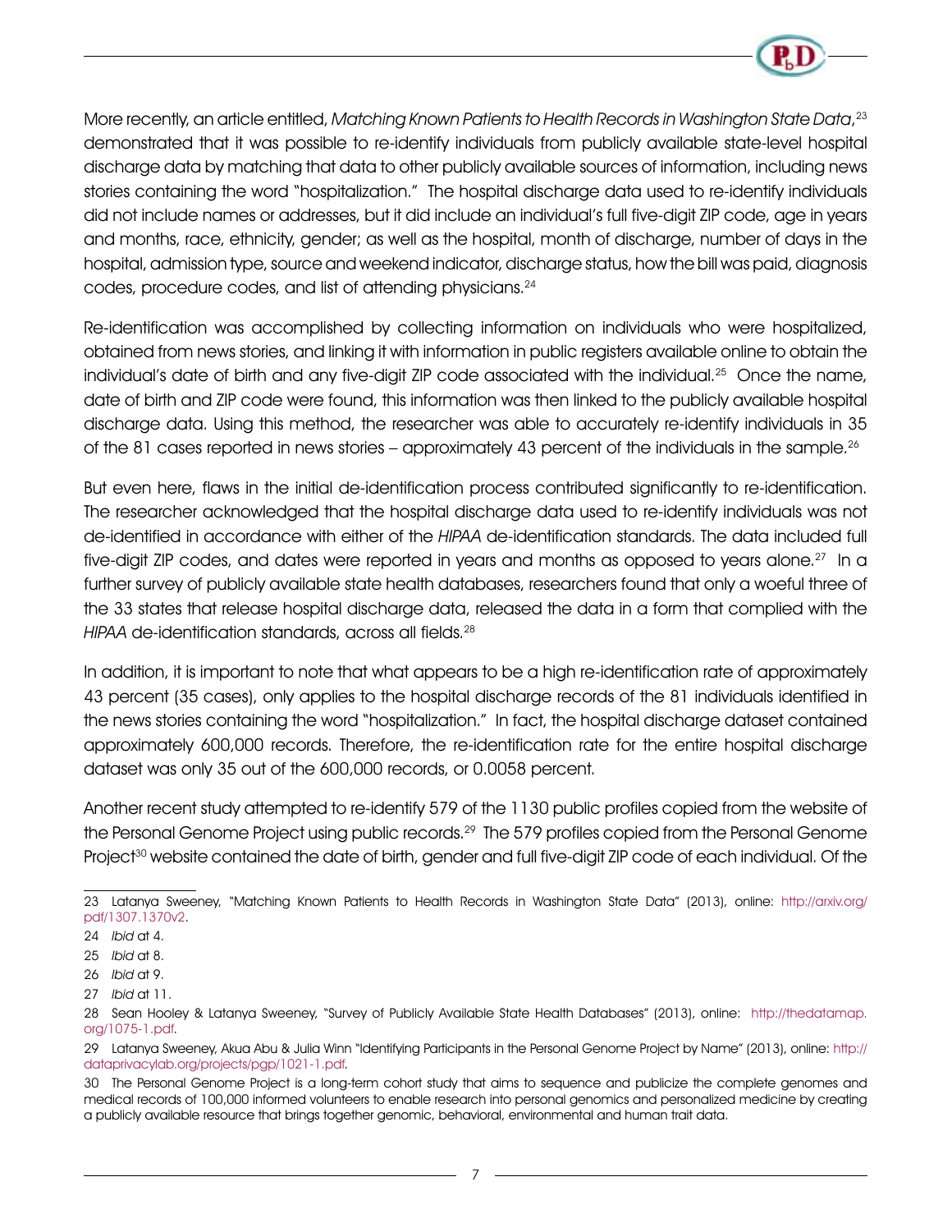More recently, an article entitled, *Matching Known Patients to Health Records in Washington State Data*,[23] demonstrated that it was possible to re-identify individuals from publicly available state-level hospital discharge data by matching that data to other publicly available sources of information, including news stories containing the word "hospitalization." The hospital discharge data used to re-identify individuals did not include names or addresses, but it did include an individual's full five-digit ZIP code, age in years and months, race, ethnicity, gender; as well as the hospital, month of discharge, number of days in the hospital, admission type, source and weekend indicator, discharge status, how the bill was paid, diagnosis codes, procedure codes, and list of attending physicians.[24]

Re-identification was accomplished by collecting information on individuals who were hospitalized, obtained from news stories, and linking it with information in public registers available online to obtain the individual's date of birth and any five-digit ZIP code associated with the individual.[25] Once the name, date of birth and ZIP code were found, this information was then linked to the publicly available hospital discharge data. Using this method, the researcher was able to accurately re-identify individuals in 35 of the 81 cases reported in news stories – approximately 43 percent of the individuals in the sample.[26]

But even here, flaws in the initial de-identification process contributed significantly to re-identification. The researcher acknowledged that the hospital discharge data used to re-identify individuals was not de-identified in accordance with either of the *HIPAA* de-identification standards. The data included full five-digit ZIP codes, and dates were reported in years and months as opposed to years alone.[27] In a further survey of publicly available state health databases, researchers found that only a woeful three of the 33 states that release hospital discharge data, released the data in a form that complied with the *HIPAA* de-identification standards, across all fields.[28]

In addition, it is important to note that what appears to be a high re-identification rate of approximately 43 percent (35 cases), only applies to the hospital discharge records of the 81 individuals identified in the news stories containing the word "hospitalization." In fact, the hospital discharge dataset contained approximately 600,000 records. Therefore, the re-identification rate for the entire hospital discharge dataset was only 35 out of the 600,000 records, or 0.0058 percent.

Another recent study attempted to re-identify 579 of the 1130 public profiles copied from the website of the Personal Genome Project using public records.[29] The 579 profiles copied from the Personal Genome Project[30] website contained the date of birth, gender and full five-digit ZIP code of each individual. Of the

---

23 Latanya Sweeney, "Matching Known Patients to Health Records in Washington State Data" (2013), online: http://arxiv.org/pdf/1307.1370v2.

24 *Ibid* at 4.

25 *Ibid* at 8.

26 *Ibid* at 9.

27 *Ibid* at 11.

28 Sean Hooley & Latanya Sweeney, "Survey of Publicly Available State Health Databases" (2013), online: http://thedatamap.org/1075-1.pdf.

29 Latanya Sweeney, Akua Abu & Julia Winn "Identifying Participants in the Personal Genome Project by Name" (2013), online: http://dataprivacylab.org/projects/pgp/1021-1.pdf.

30 The Personal Genome Project is a long-term cohort study that aims to sequence and publicize the complete genomes and medical records of 100,000 informed volunteers to enable research into personal genomics and personalized medicine by creating a publicly available resource that brings together genomic, behavioral, environmental and human trait data.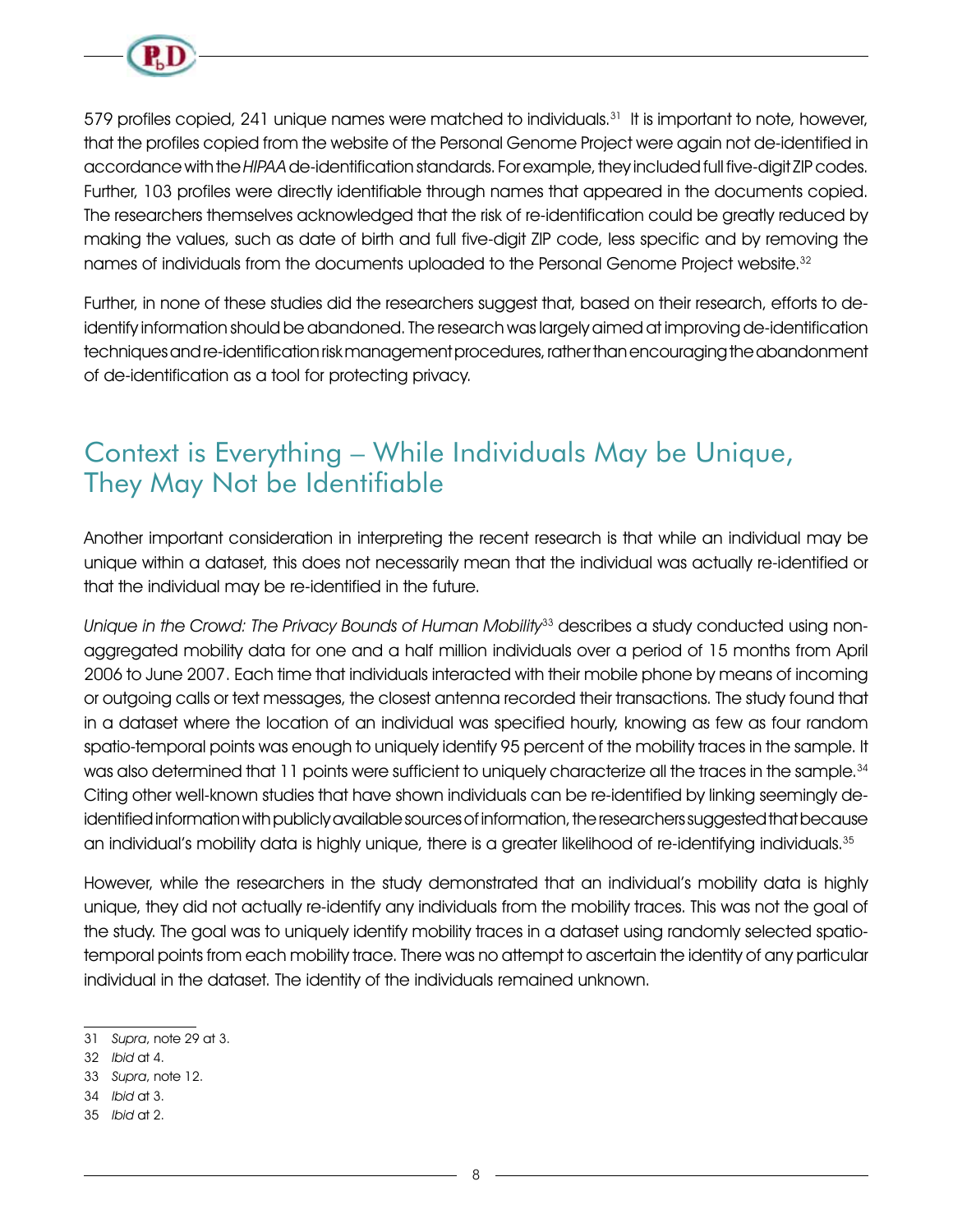579 profiles copied, 241 unique names were matched to individuals.[31] It is important to note, however, that the profiles copied from the website of the Personal Genome Project were again not de-identified in accordance with the *HIPAA* de-identification standards. For example, they included full five-digit ZIP codes. Further, 103 profiles were directly identifiable through names that appeared in the documents copied. The researchers themselves acknowledged that the risk of re-identification could be greatly reduced by making the values, such as date of birth and full five-digit ZIP code, less specific and by removing the names of individuals from the documents uploaded to the Personal Genome Project website.[32]

Further, in none of these studies did the researchers suggest that, based on their research, efforts to de-identify information should be abandoned. The research was largely aimed at improving de-identification techniques and re-identification risk management procedures, rather than encouraging the abandonment of de-identification as a tool for protecting privacy.

## Context is Everything – While Individuals May be Unique, They May Not be Identifiable

Another important consideration in interpreting the recent research is that while an individual may be unique within a dataset, this does not necessarily mean that the individual was actually re-identified or that the individual may be re-identified in the future.

*Unique in the Crowd: The Privacy Bounds of Human Mobility*[33] describes a study conducted using non-aggregated mobility data for one and a half million individuals over a period of 15 months from April 2006 to June 2007. Each time that individuals interacted with their mobile phone by means of incoming or outgoing calls or text messages, the closest antenna recorded their transactions. The study found that in a dataset where the location of an individual was specified hourly, knowing as few as four random spatio-temporal points was enough to uniquely identify 95 percent of the mobility traces in the sample. It was also determined that 11 points were sufficient to uniquely characterize all the traces in the sample.[34] Citing other well-known studies that have shown individuals can be re-identified by linking seemingly de-identified information with publicly available sources of information, the researchers suggested that because an individual's mobility data is highly unique, there is a greater likelihood of re-identifying individuals.[35]

However, while the researchers in the study demonstrated that an individual's mobility data is highly unique, they did not actually re-identify any individuals from the mobility traces. This was not the goal of the study. The goal was to uniquely identify mobility traces in a dataset using randomly selected spatio-temporal points from each mobility trace. There was no attempt to ascertain the identity of any particular individual in the dataset. The identity of the individuals remained unknown.

---

31 *Supra*, note 29 at 3.

32 *Ibid* at 4.

33 *Supra*, note 12.

34 *Ibid* at 3.

35 *Ibid* at 2.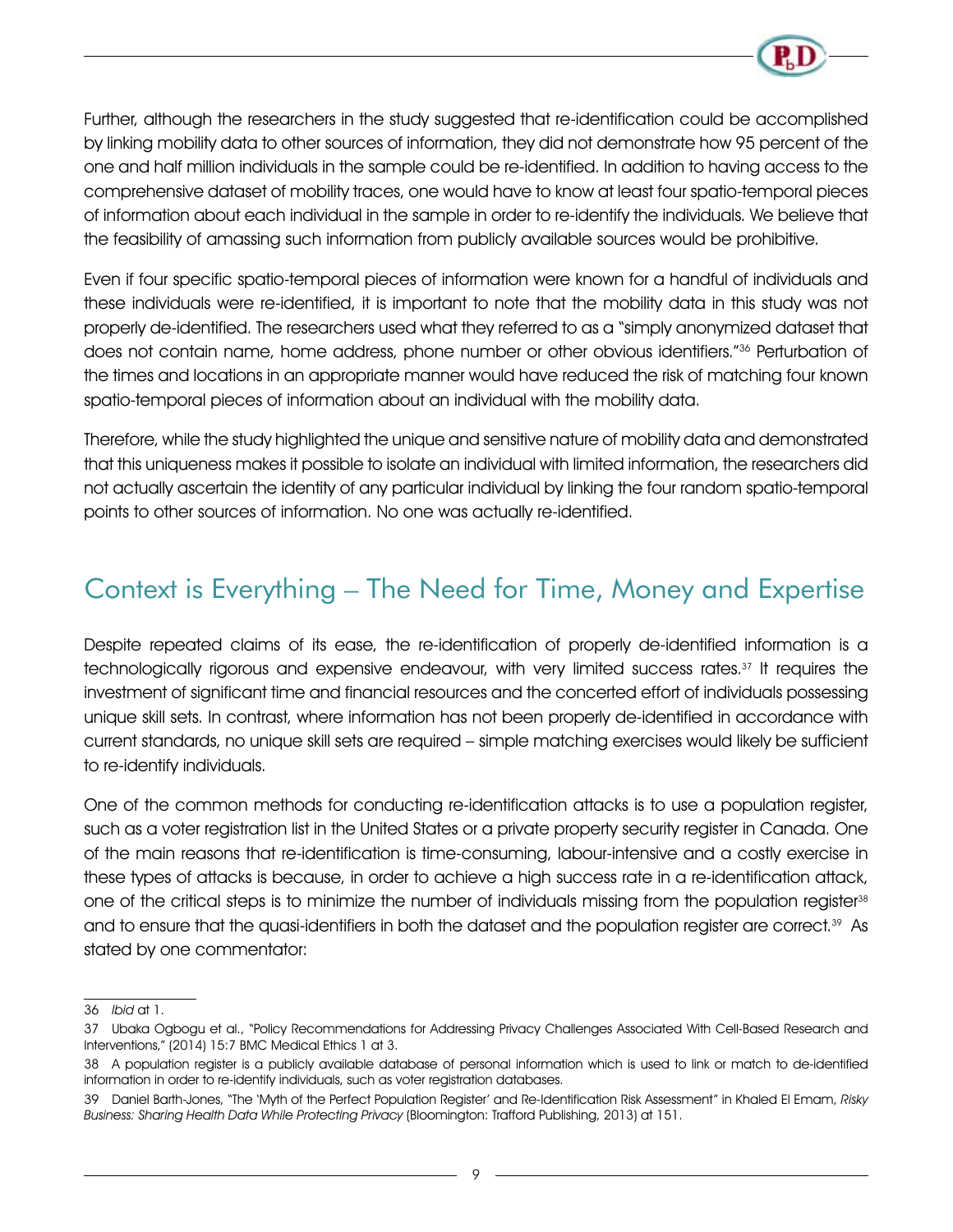Further, although the researchers in the study suggested that re-identification could be accomplished by linking mobility data to other sources of information, they did not demonstrate how 95 percent of the one and half million individuals in the sample could be re-identified. In addition to having access to the comprehensive dataset of mobility traces, one would have to know at least four spatio-temporal pieces of information about each individual in the sample in order to re-identify the individuals. We believe that the feasibility of amassing such information from publicly available sources would be prohibitive.

Even if four specific spatio-temporal pieces of information were known for a handful of individuals and these individuals were re-identified, it is important to note that the mobility data in this study was not properly de-identified. The researchers used what they referred to as a "simply anonymized dataset that does not contain name, home address, phone number or other obvious identifiers."[36] Perturbation of the times and locations in an appropriate manner would have reduced the risk of matching four known spatio-temporal pieces of information about an individual with the mobility data.

Therefore, while the study highlighted the unique and sensitive nature of mobility data and demonstrated that this uniqueness makes it possible to isolate an individual with limited information, the researchers did not actually ascertain the identity of any particular individual by linking the four random spatio-temporal points to other sources of information. No one was actually re-identified.

## Context is Everything – The Need for Time, Money and Expertise

Despite repeated claims of its ease, the re-identification of properly de-identified information is a technologically rigorous and expensive endeavour, with very limited success rates.[37] It requires the investment of significant time and financial resources and the concerted effort of individuals possessing unique skill sets. In contrast, where information has not been properly de-identified in accordance with current standards, no unique skill sets are required – simple matching exercises would likely be sufficient to re-identify individuals.

One of the common methods for conducting re-identification attacks is to use a population register, such as a voter registration list in the United States or a private property security register in Canada. One of the main reasons that re-identification is time-consuming, labour-intensive and a costly exercise in these types of attacks is because, in order to achieve a high success rate in a re-identification attack, one of the critical steps is to minimize the number of individuals missing from the population register[38] and to ensure that the quasi-identifiers in both the dataset and the population register are correct.[39] As stated by one commentator:

---

36 *Ibid* at 1.

37 Ubaka Ogbogu et al., "Policy Recommendations for Addressing Privacy Challenges Associated With Cell-Based Research and Interventions," (2014) 15:7 BMC Medical Ethics 1 at 3.

38 A population register is a publicly available database of personal information which is used to link or match to de-identified information in order to re-identify individuals, such as voter registration databases.

39 Daniel Barth-Jones, "The 'Myth of the Perfect Population Register' and Re-Identification Risk Assessment" in Khaled El Emam, *Risky Business: Sharing Health Data While Protecting Privacy* (Bloomington: Trafford Publishing, 2013) at 151.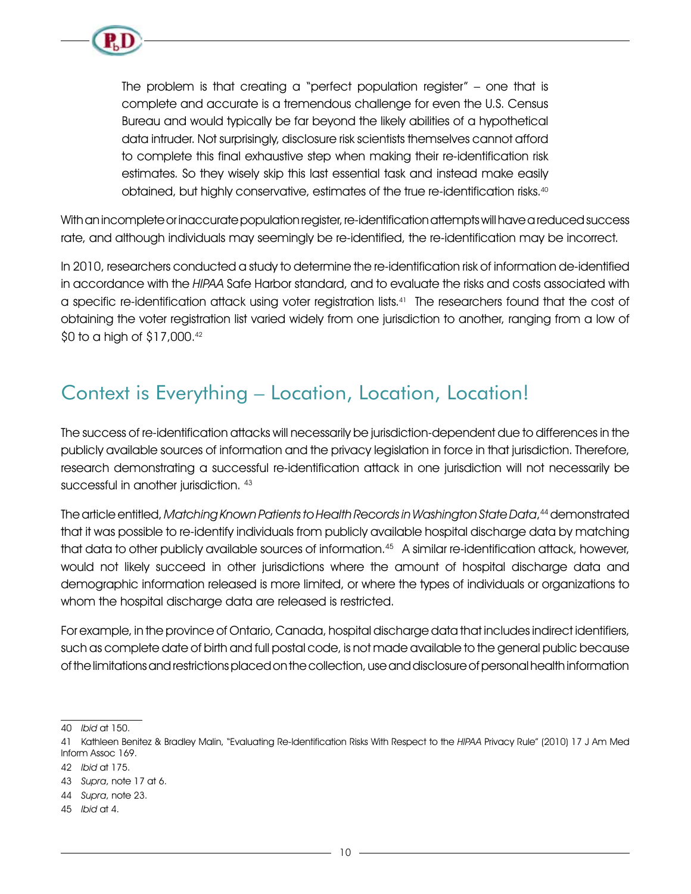> The problem is that creating a "perfect population register" – one that is complete and accurate is a tremendous challenge for even the U.S. Census Bureau and would typically be far beyond the likely abilities of a hypothetical data intruder. Not surprisingly, disclosure risk scientists themselves cannot afford to complete this final exhaustive step when making their re-identification risk estimates. So they wisely skip this last essential task and instead make easily obtained, but highly conservative, estimates of the true re-identification risks.[40]

With an incomplete or inaccurate population register, re-identification attempts will have a reduced success rate, and although individuals may seemingly be re-identified, the re-identification may be incorrect.

In 2010, researchers conducted a study to determine the re-identification risk of information de-identified in accordance with the *HIPAA* Safe Harbor standard, and to evaluate the risks and costs associated with a specific re-identification attack using voter registration lists.[41] The researchers found that the cost of obtaining the voter registration list varied widely from one jurisdiction to another, ranging from a low of $0 to a high of $17,000.[42]

## Context is Everything – Location, Location, Location!

The success of re-identification attacks will necessarily be jurisdiction-dependent due to differences in the publicly available sources of information and the privacy legislation in force in that jurisdiction. Therefore, research demonstrating a successful re-identification attack in one jurisdiction will not necessarily be successful in another jurisdiction.[43]

The article entitled, *Matching Known Patients to Health Records in Washington State Data*,[44] demonstrated that it was possible to re-identify individuals from publicly available hospital discharge data by matching that data to other publicly available sources of information.[45] A similar re-identification attack, however, would not likely succeed in other jurisdictions where the amount of hospital discharge data and demographic information released is more limited, or where the types of individuals or organizations to whom the hospital discharge data are released is restricted.

For example, in the province of Ontario, Canada, hospital discharge data that includes indirect identifiers, such as complete date of birth and full postal code, is not made available to the general public because of the limitations and restrictions placed on the collection, use and disclosure of personal health information

---

40 *Ibid* at 150.

41 Kathleen Benitez & Bradley Malin, "Evaluating Re-Identification Risks With Respect to the *HIPAA* Privacy Rule" (2010) 17 J Am Med Inform Assoc 169.

42 *Ibid* at 175.

43 *Supra*, note 17 at 6.

44 *Supra*, note 23.

45 *Ibid* at 4.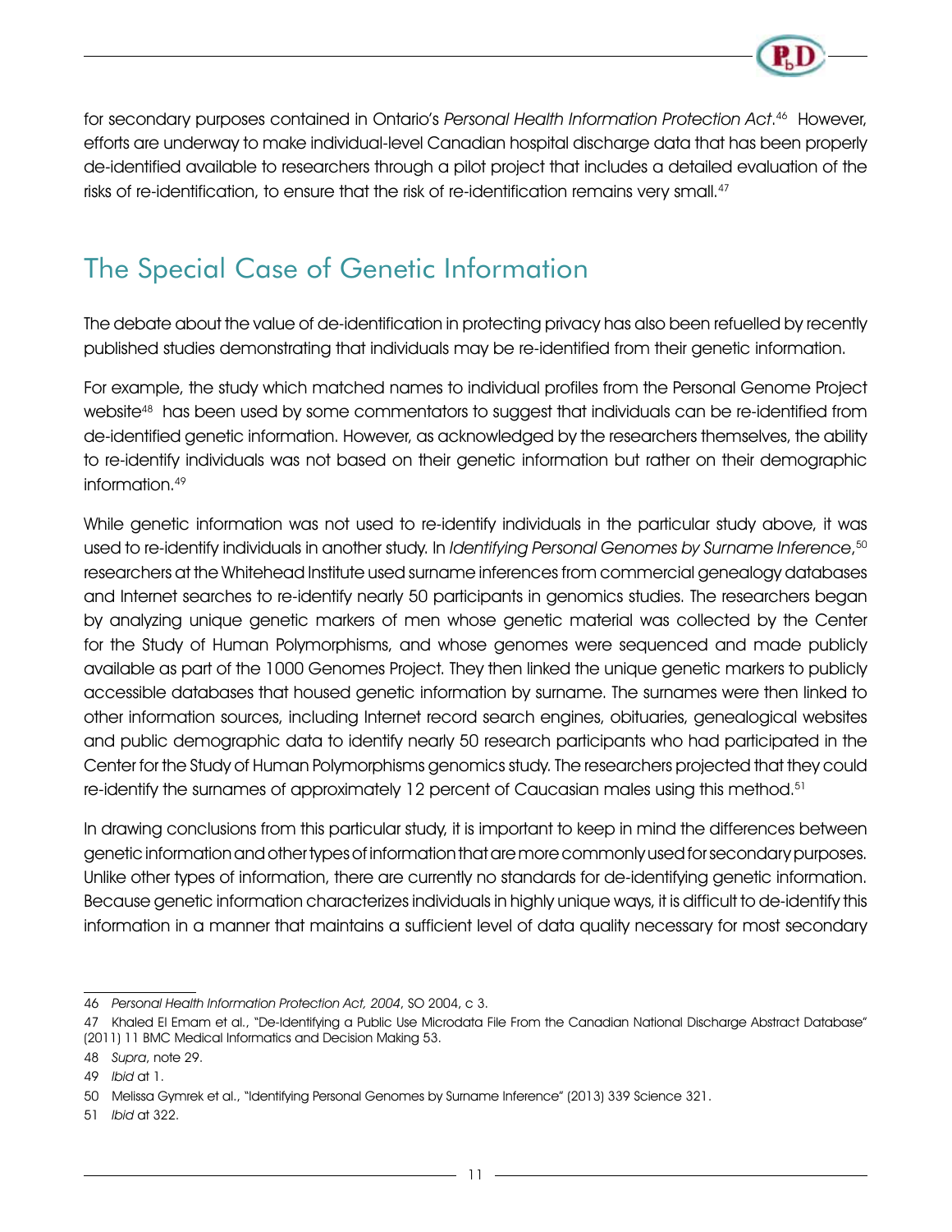for secondary purposes contained in Ontario's *Personal Health Information Protection Act*.[46] However, efforts are underway to make individual-level Canadian hospital discharge data that has been properly de-identified available to researchers through a pilot project that includes a detailed evaluation of the risks of re-identification, to ensure that the risk of re-identification remains very small.[47]

## The Special Case of Genetic Information

The debate about the value of de-identification in protecting privacy has also been refuelled by recently published studies demonstrating that individuals may be re-identified from their genetic information.

For example, the study which matched names to individual profiles from the Personal Genome Project website[48] has been used by some commentators to suggest that individuals can be re-identified from de-identified genetic information. However, as acknowledged by the researchers themselves, the ability to re-identify individuals was not based on their genetic information but rather on their demographic information.[49]

While genetic information was not used to re-identify individuals in the particular study above, it was used to re-identify individuals in another study. In *Identifying Personal Genomes by Surname Inference*,[50] researchers at the Whitehead Institute used surname inferences from commercial genealogy databases and Internet searches to re-identify nearly 50 participants in genomics studies. The researchers began by analyzing unique genetic markers of men whose genetic material was collected by the Center for the Study of Human Polymorphisms, and whose genomes were sequenced and made publicly available as part of the 1000 Genomes Project. They then linked the unique genetic markers to publicly accessible databases that housed genetic information by surname. The surnames were then linked to other information sources, including Internet record search engines, obituaries, genealogical websites and public demographic data to identify nearly 50 research participants who had participated in the Center for the Study of Human Polymorphisms genomics study. The researchers projected that they could re-identify the surnames of approximately 12 percent of Caucasian males using this method.[51]

In drawing conclusions from this particular study, it is important to keep in mind the differences between genetic information and other types of information that are more commonly used for secondary purposes. Unlike other types of information, there are currently no standards for de-identifying genetic information. Because genetic information characterizes individuals in highly unique ways, it is difficult to de-identify this information in a manner that maintains a sufficient level of data quality necessary for most secondary

---

46 *Personal Health Information Protection Act, 2004*, SO 2004, c 3.

47 Khaled El Emam et al., "De-Identifying a Public Use Microdata File From the Canadian National Discharge Abstract Database" (2011) 11 BMC Medical Informatics and Decision Making 53.

48 *Supra*, note 29.

49 *Ibid* at 1.

50 Melissa Gymrek et al., "Identifying Personal Genomes by Surname Inference" (2013) 339 Science 321.

51 *Ibid* at 322.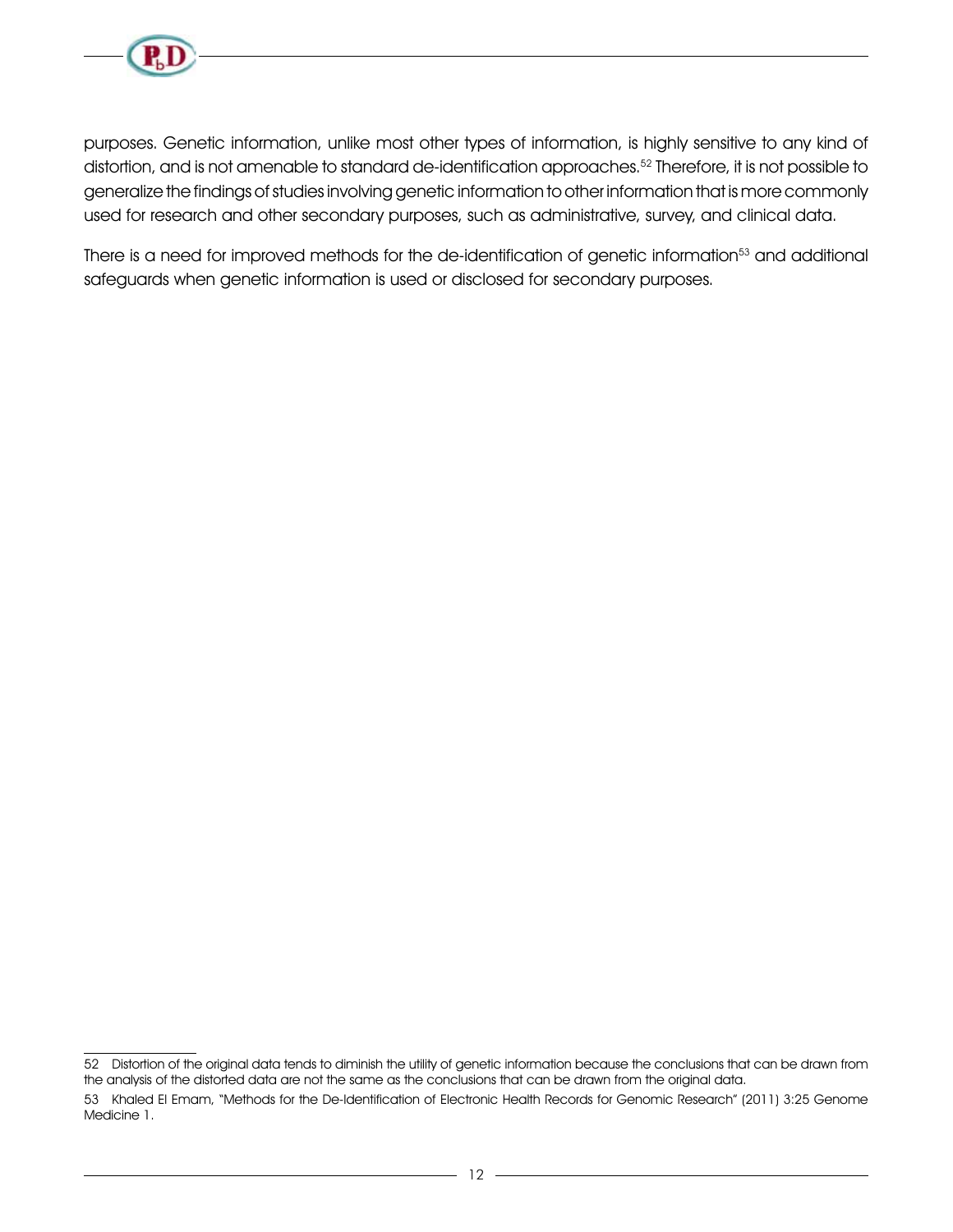purposes. Genetic information, unlike most other types of information, is highly sensitive to any kind of distortion, and is not amenable to standard de-identification approaches.[52] Therefore, it is not possible to generalize the findings of studies involving genetic information to other information that is more commonly used for research and other secondary purposes, such as administrative, survey, and clinical data.

There is a need for improved methods for the de-identification of genetic information[53] and additional safeguards when genetic information is used or disclosed for secondary purposes.

---

52 Distortion of the original data tends to diminish the utility of genetic information because the conclusions that can be drawn from the analysis of the distorted data are not the same as the conclusions that can be drawn from the original data.

53 Khaled El Emam, "Methods for the De-Identification of Electronic Health Records for Genomic Research" (2011) 3:25 Genome Medicine 1.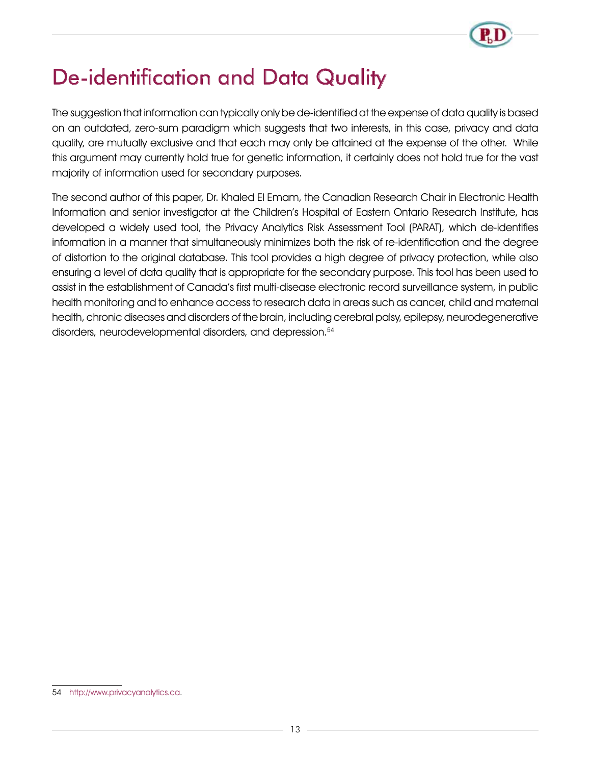# De-identification and Data Quality

The suggestion that information can typically only be de-identified at the expense of data quality is based on an outdated, zero-sum paradigm which suggests that two interests, in this case, privacy and data quality, are mutually exclusive and that each may only be attained at the expense of the other. While this argument may currently hold true for genetic information, it certainly does not hold true for the vast majority of information used for secondary purposes.

The second author of this paper, Dr. Khaled El Emam, the Canadian Research Chair in Electronic Health Information and senior investigator at the Children's Hospital of Eastern Ontario Research Institute, has developed a widely used tool, the Privacy Analytics Risk Assessment Tool (PARAT), which de-identifies information in a manner that simultaneously minimizes both the risk of re-identification and the degree of distortion to the original database. This tool provides a high degree of privacy protection, while also ensuring a level of data quality that is appropriate for the secondary purpose. This tool has been used to assist in the establishment of Canada's first multi-disease electronic record surveillance system, in public health monitoring and to enhance access to research data in areas such as cancer, child and maternal health, chronic diseases and disorders of the brain, including cerebral palsy, epilepsy, neurodegenerative disorders, neurodevelopmental disorders, and depression.[54]

---

54 http://www.privacyanalytics.ca.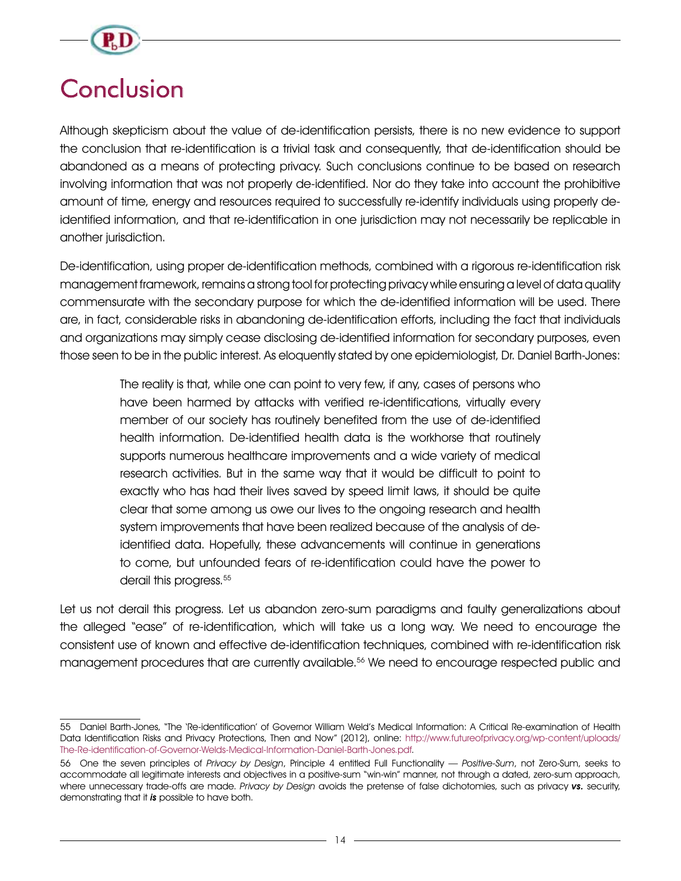# Conclusion

Although skepticism about the value of de-identification persists, there is no new evidence to support the conclusion that re-identification is a trivial task and consequently, that de-identification should be abandoned as a means of protecting privacy. Such conclusions continue to be based on research involving information that was not properly de-identified. Nor do they take into account the prohibitive amount of time, energy and resources required to successfully re-identify individuals using properly de-identified information, and that re-identification in one jurisdiction may not necessarily be replicable in another jurisdiction.

De-identification, using proper de-identification methods, combined with a rigorous re-identification risk management framework, remains a strong tool for protecting privacy while ensuring a level of data quality commensurate with the secondary purpose for which the de-identified information will be used. There are, in fact, considerable risks in abandoning de-identification efforts, including the fact that individuals and organizations may simply cease disclosing de-identified information for secondary purposes, even those seen to be in the public interest. As eloquently stated by one epidemiologist, Dr. Daniel Barth-Jones:

> The reality is that, while one can point to very few, if any, cases of persons who have been harmed by attacks with verified re-identifications, virtually every member of our society has routinely benefited from the use of de-identified health information. De-identified health data is the workhorse that routinely supports numerous healthcare improvements and a wide variety of medical research activities. But in the same way that it would be difficult to point to exactly who has had their lives saved by speed limit laws, it should be quite clear that some among us owe our lives to the ongoing research and health system improvements that have been realized because of the analysis of de-identified data. Hopefully, these advancements will continue in generations to come, but unfounded fears of re-identification could have the power to derail this progress.[55]

Let us not derail this progress. Let us abandon zero-sum paradigms and faulty generalizations about the alleged "ease" of re-identification, which will take us a long way. We need to encourage the consistent use of known and effective de-identification techniques, combined with re-identification risk management procedures that are currently available.[56] We need to encourage respected public and

---

55 Daniel Barth-Jones, "The 'Re-identification' of Governor William Weld's Medical Information: A Critical Re-examination of Health Data Identification Risks and Privacy Protections, Then and Now" (2012), online: http://www.futureofprivacy.org/wp-content/uploads/The-Re-identification-of-Governor-Welds-Medical-Information-Daniel-Barth-Jones.pdf.

56 One the seven principles of *Privacy by Design*, Principle 4 entitled Full Functionality — *Positive-Sum*, not Zero-Sum, seeks to accommodate all legitimate interests and objectives in a positive-sum "win-win" manner, not through a dated, zero-sum approach, where unnecessary trade-offs are made. *Privacy by Design* avoids the pretense of false dichotomies, such as privacy ***vs.*** security, demonstrating that it ***is*** possible to have both.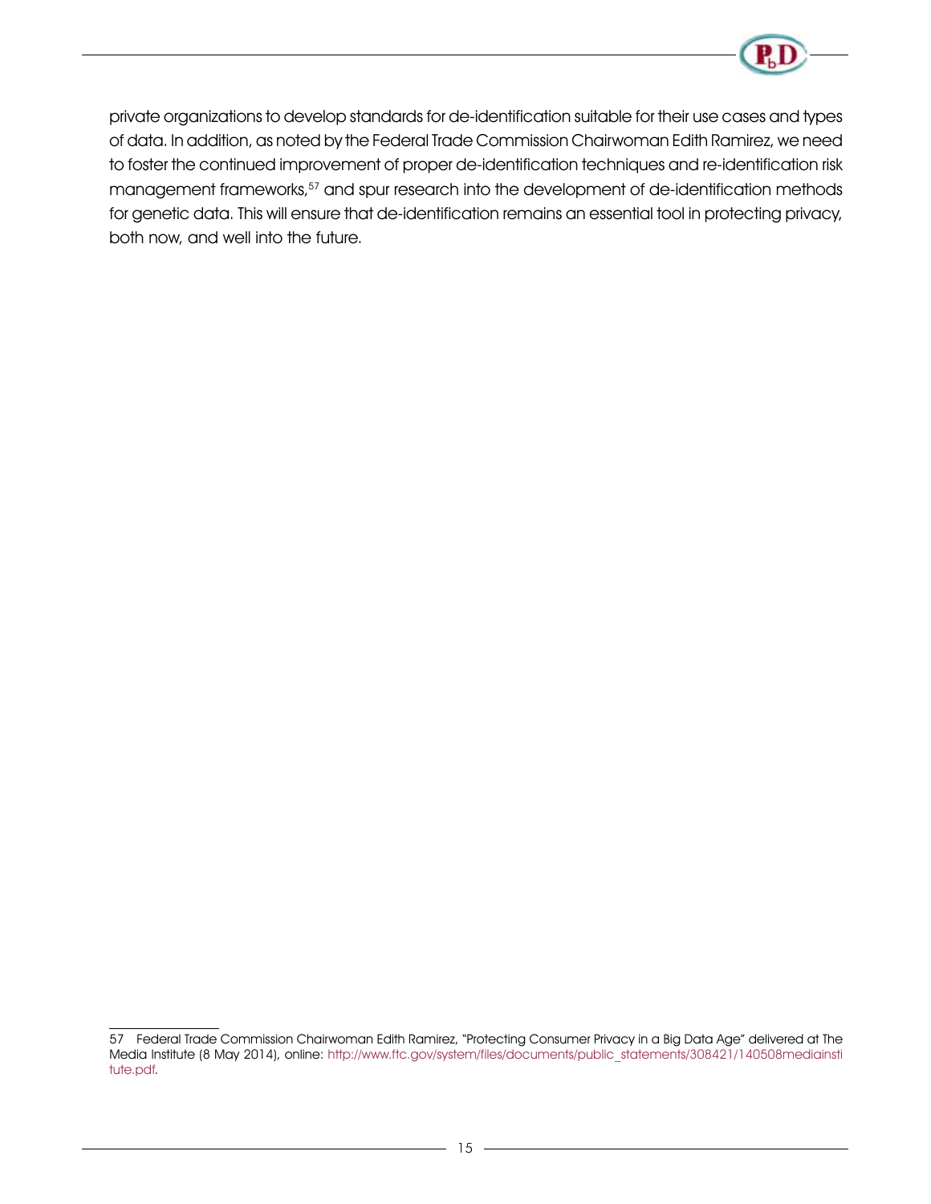private organizations to develop standards for de-identification suitable for their use cases and types of data. In addition, as noted by the Federal Trade Commission Chairwoman Edith Ramirez, we need to foster the continued improvement of proper de-identification techniques and re-identification risk management frameworks,[57] and spur research into the development of de-identification methods for genetic data. This will ensure that de-identification remains an essential tool in protecting privacy, both now, and well into the future.

---

57 Federal Trade Commission Chairwoman Edith Ramirez, "Protecting Consumer Privacy in a Big Data Age" delivered at The Media Institute (8 May 2014), online: http://www.ftc.gov/system/files/documents/public_statements/308421/140508mediainstitute.pdf.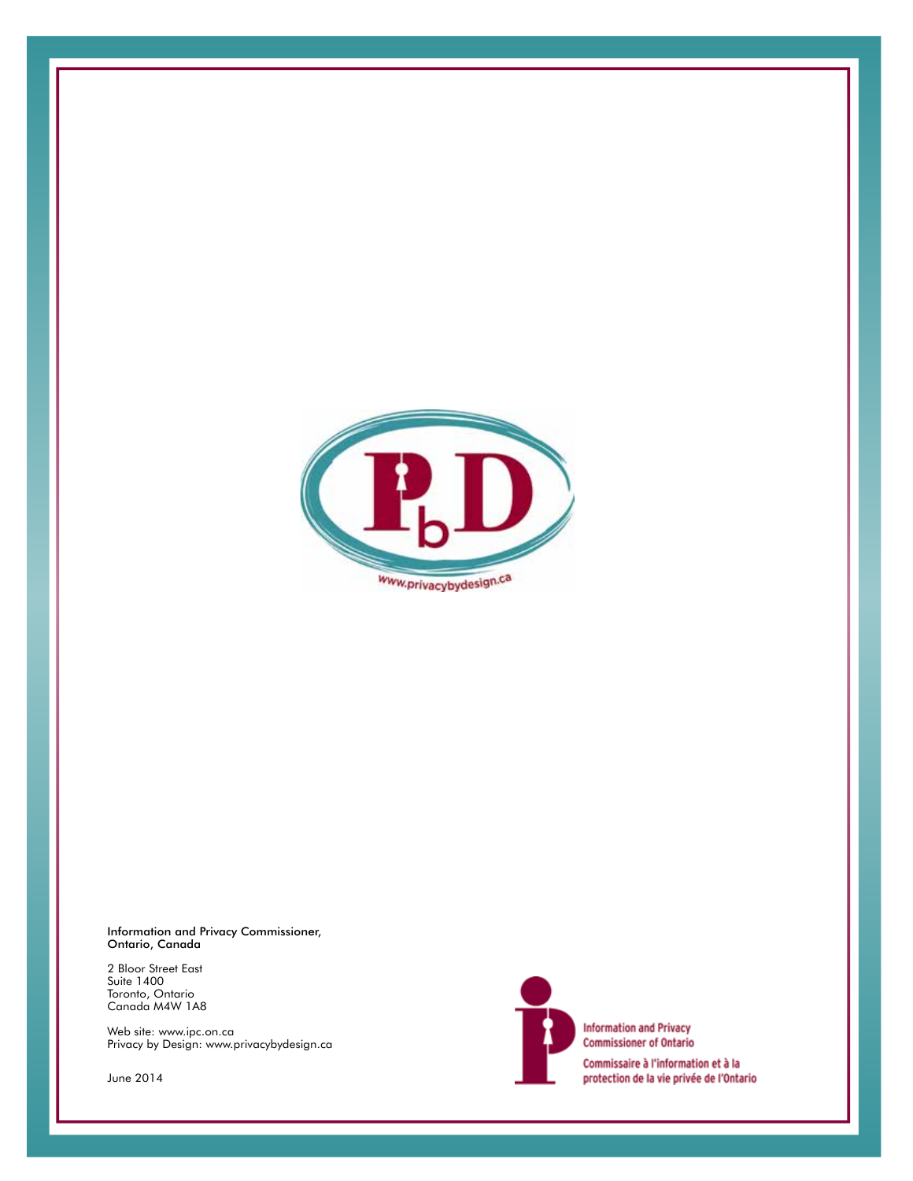Information and Privacy Commissioner,
Ontario, Canada

2 Bloor Street East
Suite 1400
Toronto, Ontario
Canada M4W 1A8

Web site: www.ipc.on.ca
Privacy by Design: www.privacybydesign.ca

June 2014

Information and Privacy
Commissioner of Ontario

Commissaire à l'information et à la
protection de la vie privée de l'Ontario